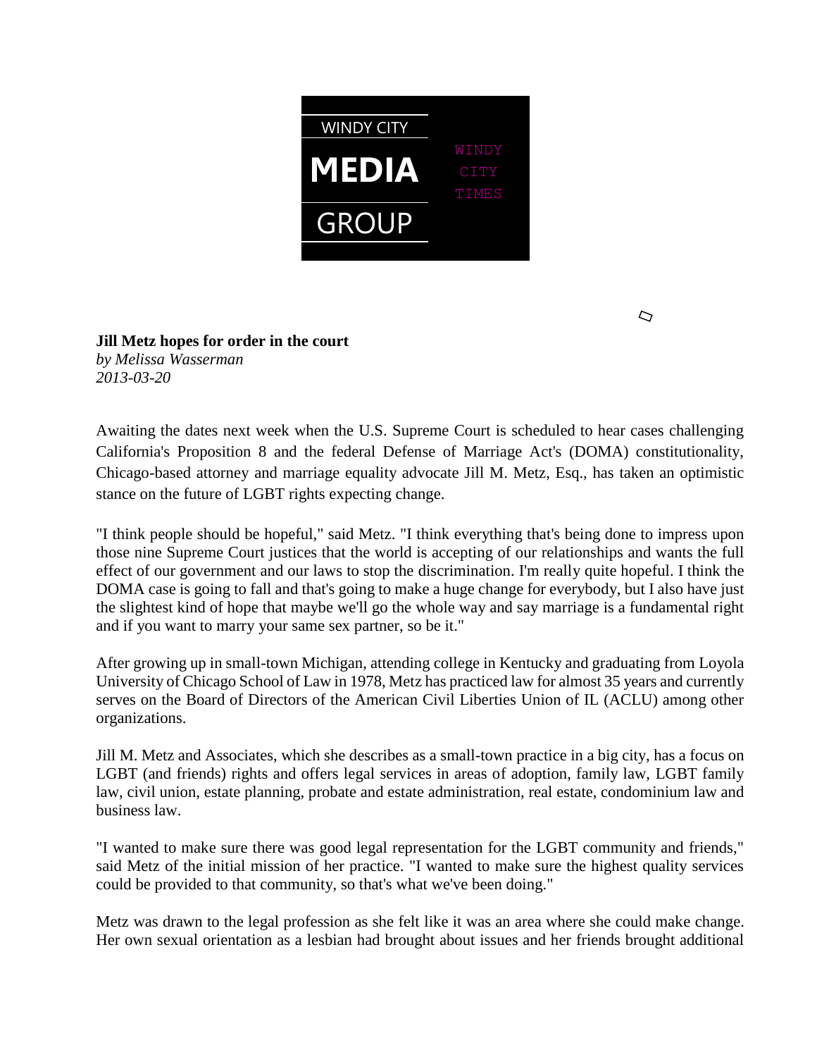WINDY CITY

**MEDIA**

GROUP

WINDY CITY TIMES

**Jill Metz hopes for order in the court**

*by Melissa Wasserman*

*2013-03-20*

Awaiting the dates next week when the U.S. Supreme Court is scheduled to hear cases challenging California's Proposition 8 and the federal Defense of Marriage Act's (DOMA) constitutionality, Chicago-based attorney and marriage equality advocate Jill M. Metz, Esq., has taken an optimistic stance on the future of LGBT rights expecting change.

"I think people should be hopeful," said Metz. "I think everything that's being done to impress upon those nine Supreme Court justices that the world is accepting of our relationships and wants the full effect of our government and our laws to stop the discrimination. I'm really quite hopeful. I think the DOMA case is going to fall and that's going to make a huge change for everybody, but I also have just the slightest kind of hope that maybe we'll go the whole way and say marriage is a fundamental right and if you want to marry your same sex partner, so be it."

After growing up in small-town Michigan, attending college in Kentucky and graduating from Loyola University of Chicago School of Law in 1978, Metz has practiced law for almost 35 years and currently serves on the Board of Directors of the American Civil Liberties Union of IL (ACLU) among other organizations.

Jill M. Metz and Associates, which she describes as a small-town practice in a big city, has a focus on LGBT (and friends) rights and offers legal services in areas of adoption, family law, LGBT family law, civil union, estate planning, probate and estate administration, real estate, condominium law and business law.

"I wanted to make sure there was good legal representation for the LGBT community and friends," said Metz of the initial mission of her practice. "I wanted to make sure the highest quality services could be provided to that community, so that's what we've been doing."

Metz was drawn to the legal profession as she felt like it was an area where she could make change. Her own sexual orientation as a lesbian had brought about issues and her friends brought additional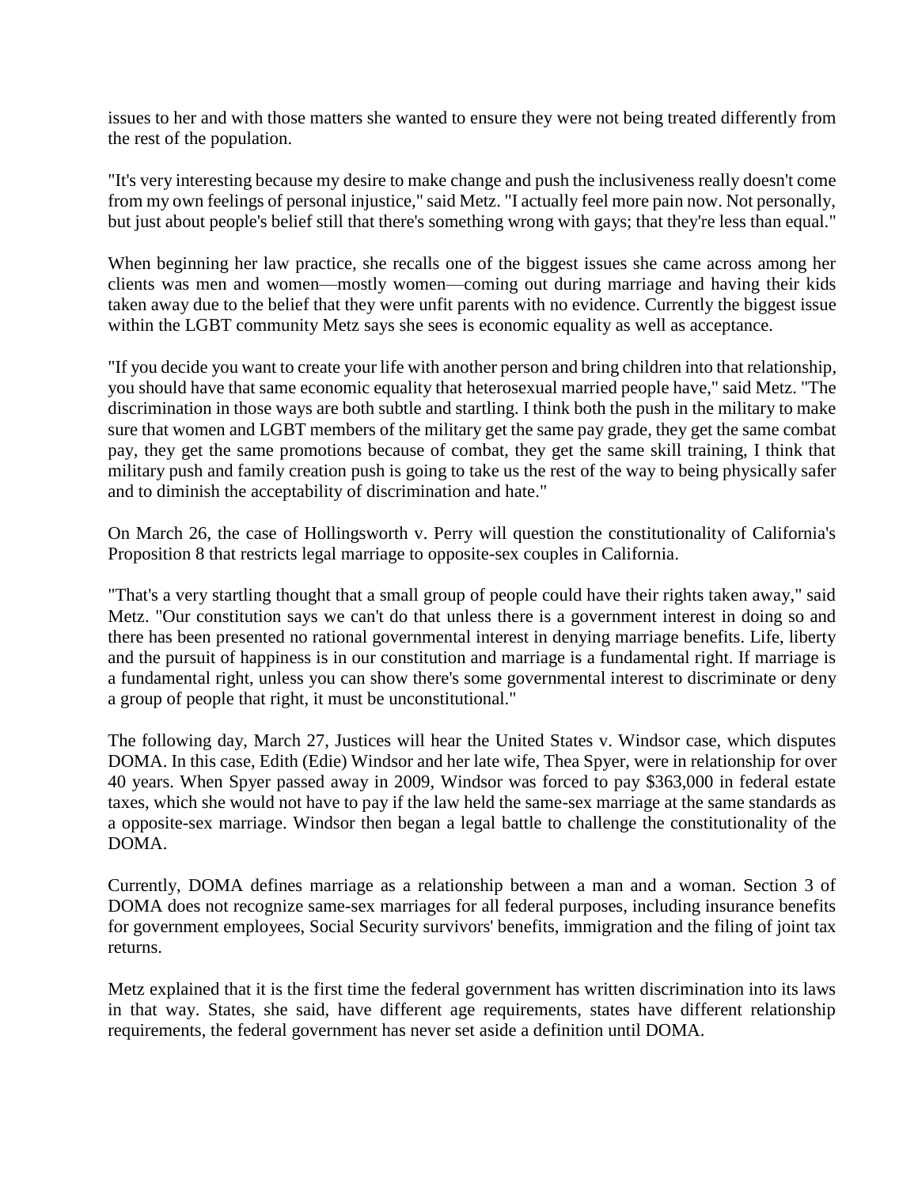issues to her and with those matters she wanted to ensure they were not being treated differently from the rest of the population.

"It's very interesting because my desire to make change and push the inclusiveness really doesn't come from my own feelings of personal injustice," said Metz. "I actually feel more pain now. Not personally, but just about people's belief still that there's something wrong with gays; that they're less than equal."

When beginning her law practice, she recalls one of the biggest issues she came across among her clients was men and women—mostly women—coming out during marriage and having their kids taken away due to the belief that they were unfit parents with no evidence. Currently the biggest issue within the LGBT community Metz says she sees is economic equality as well as acceptance.

"If you decide you want to create your life with another person and bring children into that relationship, you should have that same economic equality that heterosexual married people have," said Metz. "The discrimination in those ways are both subtle and startling. I think both the push in the military to make sure that women and LGBT members of the military get the same pay grade, they get the same combat pay, they get the same promotions because of combat, they get the same skill training, I think that military push and family creation push is going to take us the rest of the way to being physically safer and to diminish the acceptability of discrimination and hate."

On March 26, the case of Hollingsworth v. Perry will question the constitutionality of California's Proposition 8 that restricts legal marriage to opposite-sex couples in California.

"That's a very startling thought that a small group of people could have their rights taken away," said Metz. "Our constitution says we can't do that unless there is a government interest in doing so and there has been presented no rational governmental interest in denying marriage benefits. Life, liberty and the pursuit of happiness is in our constitution and marriage is a fundamental right. If marriage is a fundamental right, unless you can show there's some governmental interest to discriminate or deny a group of people that right, it must be unconstitutional."

The following day, March 27, Justices will hear the United States v. Windsor case, which disputes DOMA. In this case, Edith (Edie) Windsor and her late wife, Thea Spyer, were in relationship for over 40 years. When Spyer passed away in 2009, Windsor was forced to pay $363,000 in federal estate taxes, which she would not have to pay if the law held the same-sex marriage at the same standards as a opposite-sex marriage. Windsor then began a legal battle to challenge the constitutionality of the DOMA.

Currently, DOMA defines marriage as a relationship between a man and a woman. Section 3 of DOMA does not recognize same-sex marriages for all federal purposes, including insurance benefits for government employees, Social Security survivors' benefits, immigration and the filing of joint tax returns.

Metz explained that it is the first time the federal government has written discrimination into its laws in that way. States, she said, have different age requirements, states have different relationship requirements, the federal government has never set aside a definition until DOMA.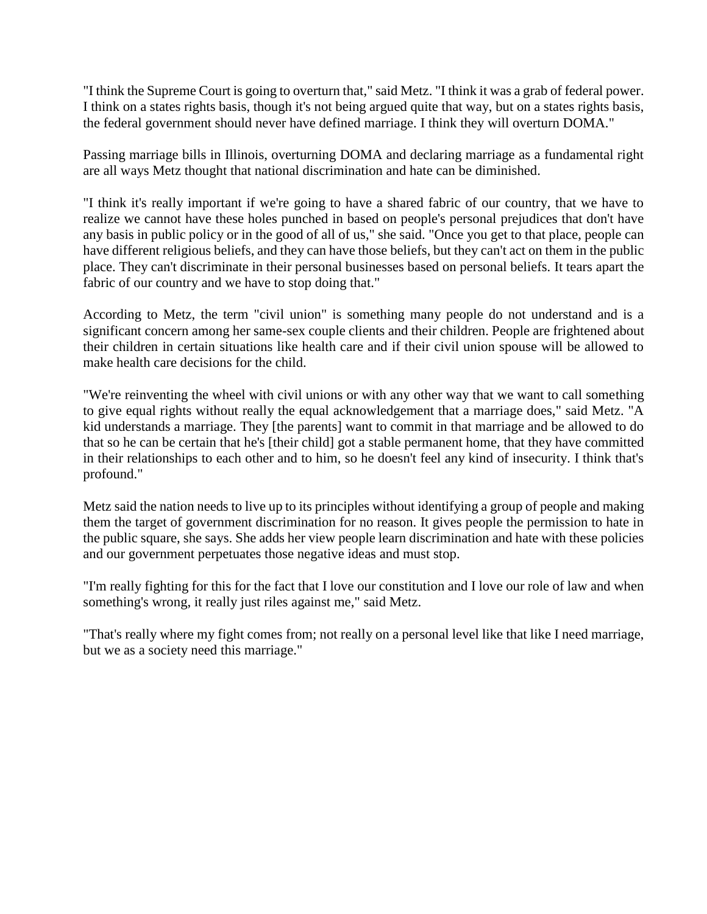"I think the Supreme Court is going to overturn that," said Metz. "I think it was a grab of federal power. I think on a states rights basis, though it's not being argued quite that way, but on a states rights basis, the federal government should never have defined marriage. I think they will overturn DOMA."

Passing marriage bills in Illinois, overturning DOMA and declaring marriage as a fundamental right are all ways Metz thought that national discrimination and hate can be diminished.

"I think it's really important if we're going to have a shared fabric of our country, that we have to realize we cannot have these holes punched in based on people's personal prejudices that don't have any basis in public policy or in the good of all of us," she said. "Once you get to that place, people can have different religious beliefs, and they can have those beliefs, but they can't act on them in the public place. They can't discriminate in their personal businesses based on personal beliefs. It tears apart the fabric of our country and we have to stop doing that."

According to Metz, the term "civil union" is something many people do not understand and is a significant concern among her same-sex couple clients and their children. People are frightened about their children in certain situations like health care and if their civil union spouse will be allowed to make health care decisions for the child.

"We're reinventing the wheel with civil unions or with any other way that we want to call something to give equal rights without really the equal acknowledgement that a marriage does," said Metz. "A kid understands a marriage. They [the parents] want to commit in that marriage and be allowed to do that so he can be certain that he's [their child] got a stable permanent home, that they have committed in their relationships to each other and to him, so he doesn't feel any kind of insecurity. I think that's profound."

Metz said the nation needs to live up to its principles without identifying a group of people and making them the target of government discrimination for no reason. It gives people the permission to hate in the public square, she says. She adds her view people learn discrimination and hate with these policies and our government perpetuates those negative ideas and must stop.

"I'm really fighting for this for the fact that I love our constitution and I love our role of law and when something's wrong, it really just riles against me," said Metz.

"That's really where my fight comes from; not really on a personal level like that like I need marriage, but we as a society need this marriage."